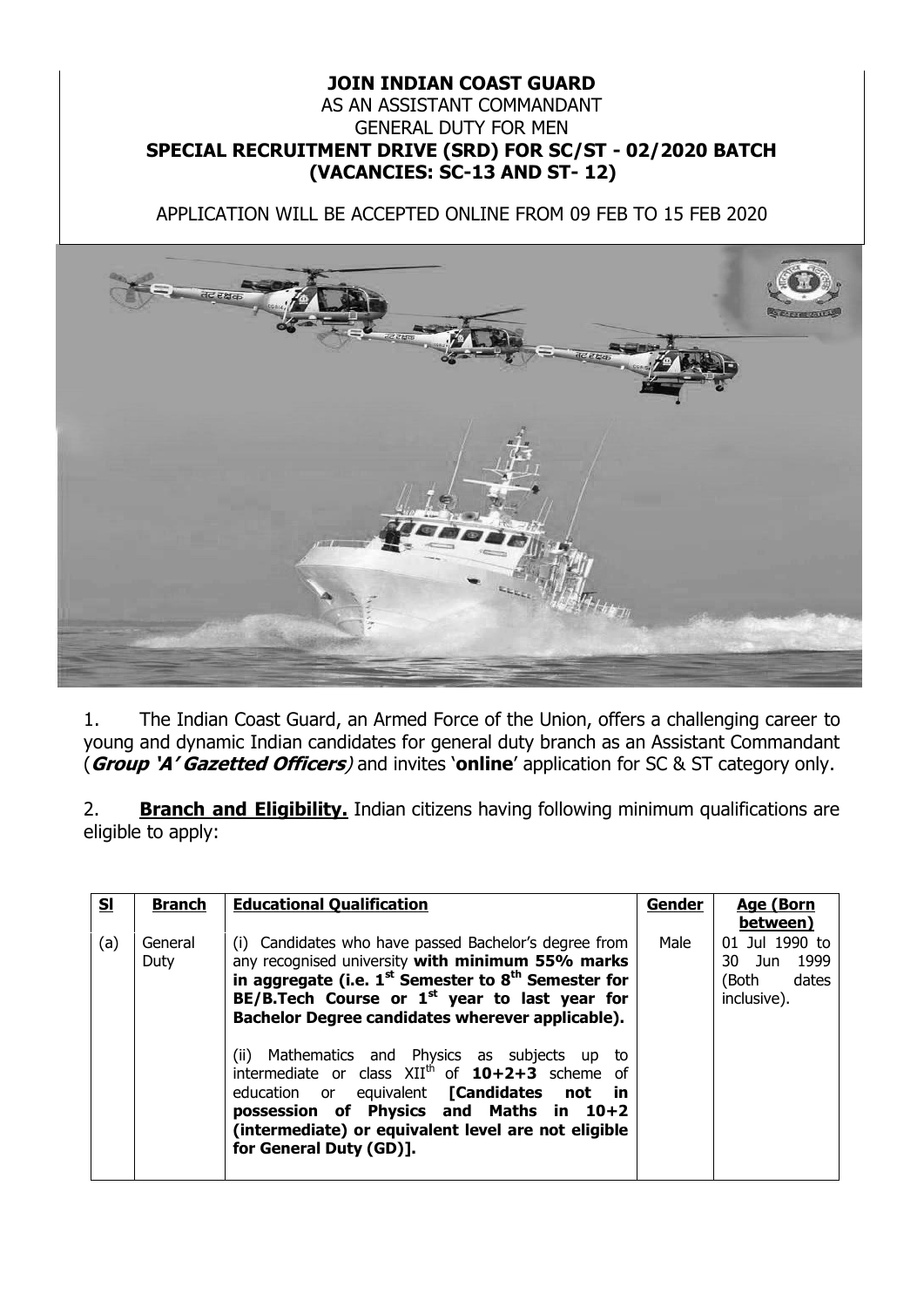# JOIN INDIAN COAST GUARD

AS AN ASSISTANT COMMANDANT

GENERAL DUTY FOR MEN

**SPECIAL RECRUITMENT DRIVE (SRD) FOR SC/ST - 02/2020 BATCH**

**(VACANCIES: SC-13 AND ST- 12)**

APPLICATION WILL BE ACCEPTED ONLINE FROM 09 FEB TO 15 FEB 2020

1. The Indian Coast Guard, an Armed Force of the Union, offers a challenging career to young and dynamic Indian candidates for general duty branch as an Assistant Commandant (***Group 'A' Gazetted Officers***) and invites '**online**' application for SC & ST category only.

2. **Branch and Eligibility.** Indian citizens having following minimum qualifications are eligible to apply:

| Sl | Branch | Educational Qualification | Gender | Age (Born between) |
|---|---|---|---|---|
| (a) | General Duty | (i) Candidates who have passed Bachelor's degree from any recognised university **with minimum 55% marks in aggregate (i.e. 1st Semester to 8th Semester for BE/B.Tech Course or 1st year to last year for Bachelor Degree candidates wherever applicable).** <br><br> (ii) Mathematics and Physics as subjects up to intermediate or class XIIth of **10+2+3** scheme of education or equivalent **[Candidates not in possession of Physics and Maths in 10+2 (intermediate) or equivalent level are not eligible for General Duty (GD)].** | Male | 01 Jul 1990 to 30 Jun 1999 (Both dates inclusive). |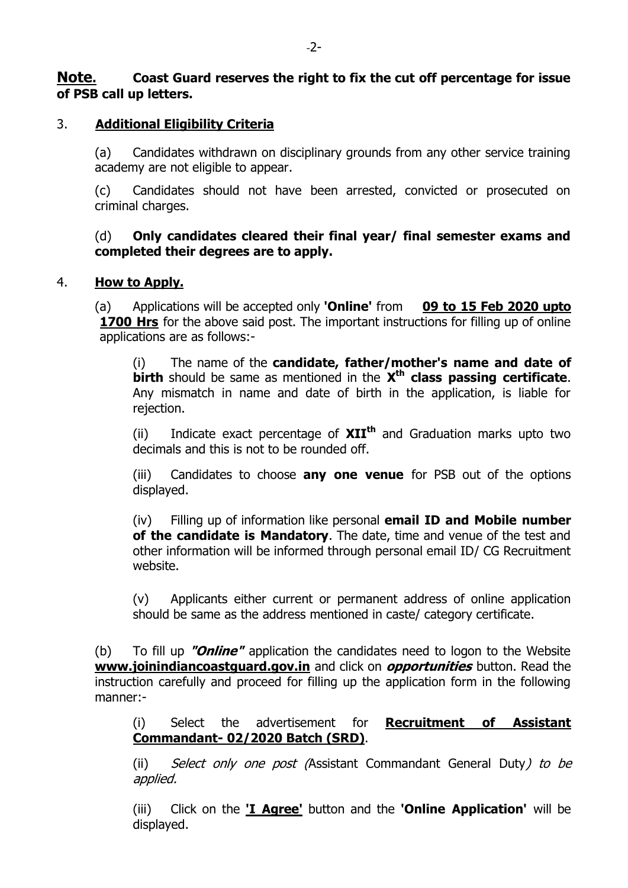**Note.** **Coast Guard reserves the right to fix the cut off percentage for issue of PSB call up letters.**

3. **Additional Eligibility Criteria**

(a) Candidates withdrawn on disciplinary grounds from any other service training academy are not eligible to appear.

(c) Candidates should not have been arrested, convicted or prosecuted on criminal charges.

(d) **Only candidates cleared their final year/ final semester exams and completed their degrees are to apply.**

4. **How to Apply.**

(a) Applications will be accepted only **'Online'** from **09 to 15 Feb 2020 upto 1700 Hrs** for the above said post. The important instructions for filling up of online applications are as follows:-

(i) The name of the **candidate, father/mother's name and date of birth** should be same as mentioned in the **X^th class passing certificate**. Any mismatch in name and date of birth in the application, is liable for rejection.

(ii) Indicate exact percentage of **XII^th** and Graduation marks upto two decimals and this is not to be rounded off.

(iii) Candidates to choose **any one venue** for PSB out of the options displayed.

(iv) Filling up of information like personal **email ID and Mobile number of the candidate is Mandatory**. The date, time and venue of the test and other information will be informed through personal email ID/ CG Recruitment website.

(v) Applicants either current or permanent address of online application should be same as the address mentioned in caste/ category certificate.

(b) To fill up ***"Online"*** application the candidates need to logon to the Website **www.joinindiancoastguard.gov.in** and click on ***opportunities*** button. Read the instruction carefully and proceed for filling up the application form in the following manner:-

(i) Select the advertisement for **Recruitment of Assistant Commandant- 02/2020 Batch (SRD)**.

(ii) *Select only one post (*Assistant Commandant General Duty*) to be applied.*

(iii) Click on the **'I Agree'** button and the **'Online Application'** will be displayed.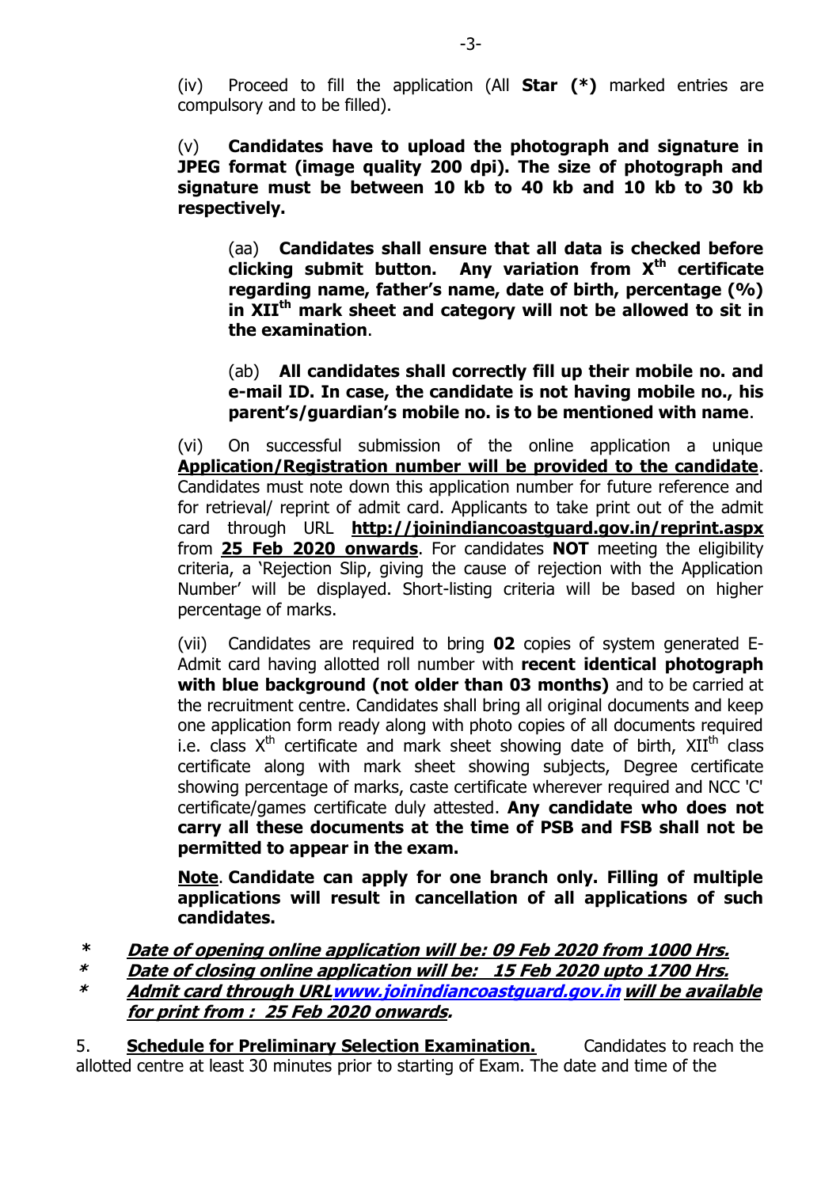(iv) Proceed to fill the application (All **Star (*)** marked entries are compulsory and to be filled).

(v) **Candidates have to upload the photograph and signature in JPEG format (image quality 200 dpi). The size of photograph and signature must be between 10 kb to 40 kb and 10 kb to 30 kb respectively.**

(aa) **Candidates shall ensure that all data is checked before clicking submit button. Any variation from X<sup>th</sup> certificate regarding name, father's name, date of birth, percentage (%) in XII<sup>th</sup> mark sheet and category will not be allowed to sit in the examination**.

(ab) **All candidates shall correctly fill up their mobile no. and e-mail ID. In case, the candidate is not having mobile no., his parent's/guardian's mobile no. is to be mentioned with name**.

(vi) On successful submission of the online application a unique **Application/Registration number will be provided to the candidate**. Candidates must note down this application number for future reference and for retrieval/ reprint of admit card. Applicants to take print out of the admit card through URL **http://joinindiancoastguard.gov.in/reprint.aspx** from **25 Feb 2020 onwards**. For candidates **NOT** meeting the eligibility criteria, a 'Rejection Slip, giving the cause of rejection with the Application Number' will be displayed. Short-listing criteria will be based on higher percentage of marks.

(vii) Candidates are required to bring **02** copies of system generated E-Admit card having allotted roll number with **recent identical photograph with blue background (not older than 03 months)** and to be carried at the recruitment centre. Candidates shall bring all original documents and keep one application form ready along with photo copies of all documents required i.e. class X<sup>th</sup> certificate and mark sheet showing date of birth, XII<sup>th</sup> class certificate along with mark sheet showing subjects, Degree certificate showing percentage of marks, caste certificate wherever required and NCC 'C' certificate/games certificate duly attested. **Any candidate who does not carry all these documents at the time of PSB and FSB shall not be permitted to appear in the exam.**

**Note**. **Candidate can apply for one branch only. Filling of multiple applications will result in cancellation of all applications of such candidates.**

- ***Date of opening online application will be: 09 Feb 2020 from 1000 Hrs.***
- ***Date of closing online application will be: 15 Feb 2020 upto 1700 Hrs.***
- ***Admit card through URL www.joinindiancoastguard.gov.in will be available for print from : 25 Feb 2020 onwards.***

5. **Schedule for Preliminary Selection Examination.** Candidates to reach the allotted centre at least 30 minutes prior to starting of Exam. The date and time of the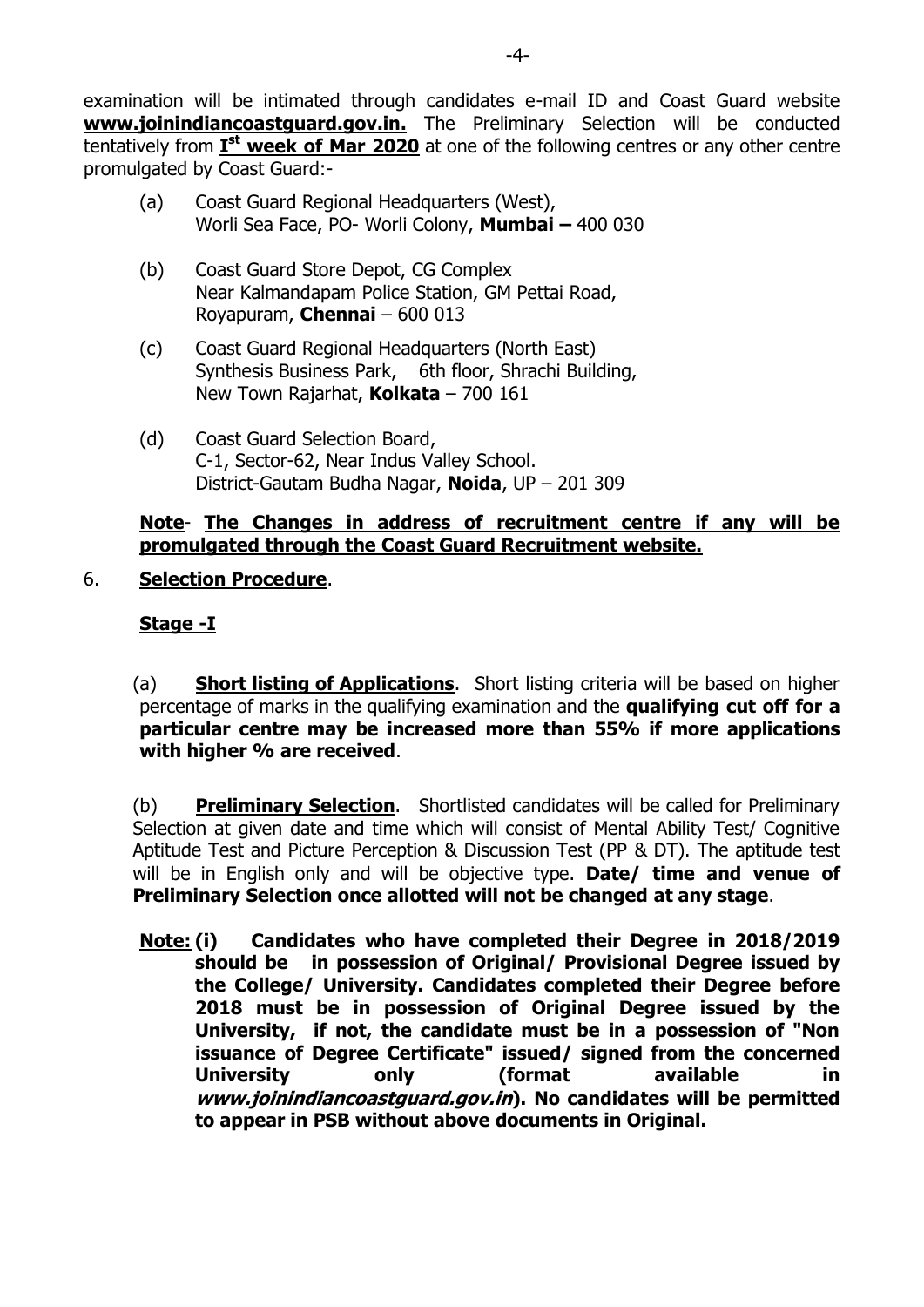examination will be intimated through candidates e-mail ID and Coast Guard website **www.joinindiancoastguard.gov.in.** The Preliminary Selection will be conducted tentatively from **I[st] week of Mar 2020** at one of the following centres or any other centre promulgated by Coast Guard:-

(a) Coast Guard Regional Headquarters (West),
Worli Sea Face, PO- Worli Colony, **Mumbai –** 400 030

(b) Coast Guard Store Depot, CG Complex
Near Kalmandapam Police Station, GM Pettai Road,
Royapuram, **Chennai** – 600 013

(c) Coast Guard Regional Headquarters (North East)
Synthesis Business Park, 6th floor, Shrachi Building,
New Town Rajarhat, **Kolkata** – 700 161

(d) Coast Guard Selection Board,
C-1, Sector-62, Near Indus Valley School.
District-Gautam Budha Nagar, **Noida**, UP – 201 309

**Note**- **The Changes in address of recruitment centre if any will be promulgated through the Coast Guard Recruitment website.**

6. **Selection Procedure**.

**Stage -I**

(a) **Short listing of Applications**. Short listing criteria will be based on higher percentage of marks in the qualifying examination and the **qualifying cut off for a particular centre may be increased more than 55% if more applications with higher % are received**.

(b) **Preliminary Selection**. Shortlisted candidates will be called for Preliminary Selection at given date and time which will consist of Mental Ability Test/ Cognitive Aptitude Test and Picture Perception & Discussion Test (PP & DT). The aptitude test will be in English only and will be objective type. **Date/ time and venue of Preliminary Selection once allotted will not be changed at any stage**.

**Note: (i) Candidates who have completed their Degree in 2018/2019 should be in possession of Original/ Provisional Degree issued by the College/ University. Candidates completed their Degree before 2018 must be in possession of Original Degree issued by the University, if not, the candidate must be in a possession of "Non issuance of Degree Certificate" issued/ signed from the concerned University only (format available in *www.joinindiancoastguard.gov.in*). No candidates will be permitted to appear in PSB without above documents in Original.**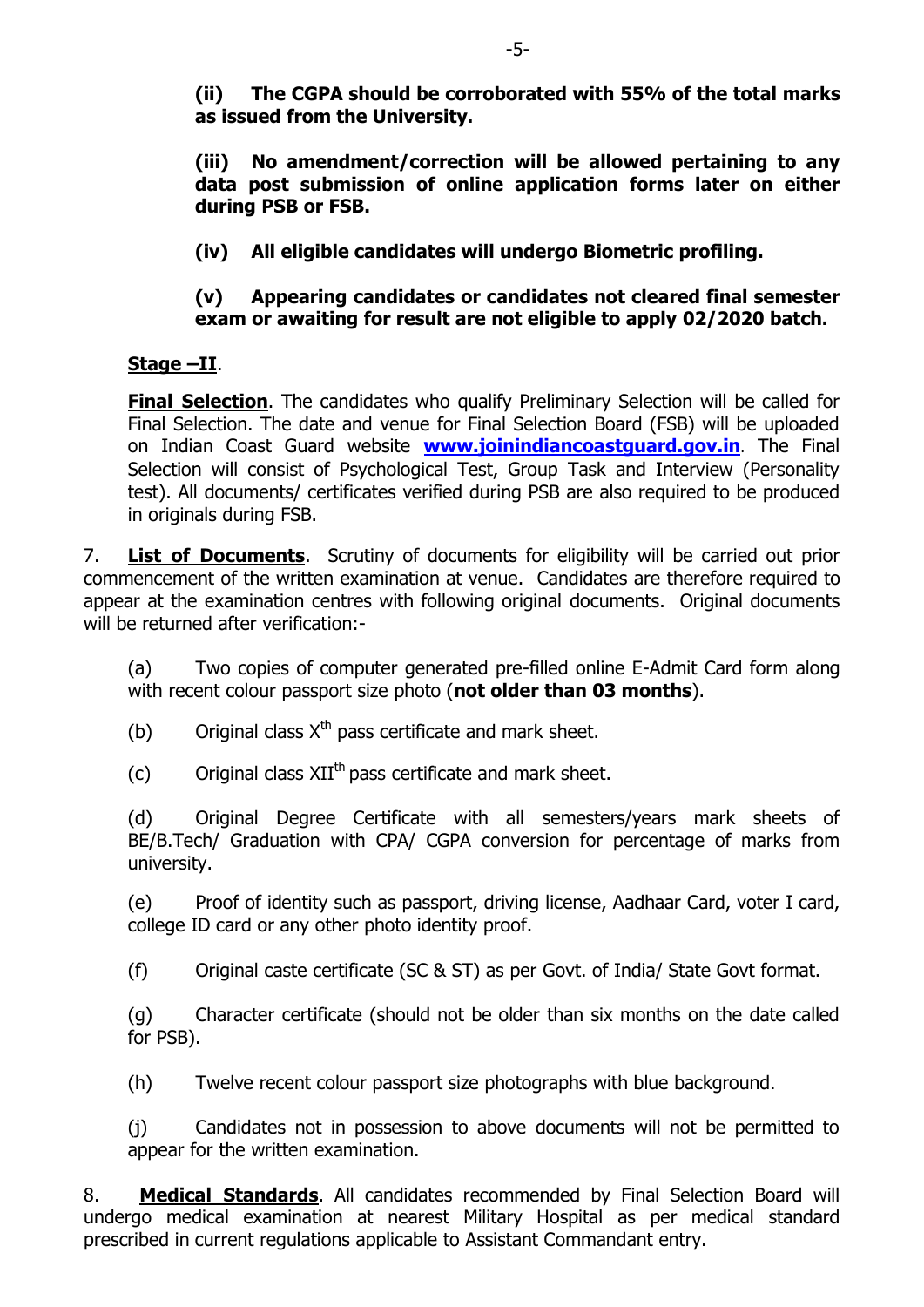**(ii) The CGPA should be corroborated with 55% of the total marks as issued from the University.**

**(iii) No amendment/correction will be allowed pertaining to any data post submission of online application forms later on either during PSB or FSB.**

**(iv) All eligible candidates will undergo Biometric profiling.**

**(v) Appearing candidates or candidates not cleared final semester exam or awaiting for result are not eligible to apply 02/2020 batch.**

**Stage –II**.

**Final Selection**. The candidates who qualify Preliminary Selection will be called for Final Selection. The date and venue for Final Selection Board (FSB) will be uploaded on Indian Coast Guard website **www.joinindiancoastguard.gov.in**. The Final Selection will consist of Psychological Test, Group Task and Interview (Personality test). All documents/ certificates verified during PSB are also required to be produced in originals during FSB.

7. **List of Documents**. Scrutiny of documents for eligibility will be carried out prior commencement of the written examination at venue. Candidates are therefore required to appear at the examination centres with following original documents. Original documents will be returned after verification:-

(a) Two copies of computer generated pre-filled online E-Admit Card form along with recent colour passport size photo (**not older than 03 months**).

(b) Original class X[th] pass certificate and mark sheet.

(c) Original class XII[th] pass certificate and mark sheet.

(d) Original Degree Certificate with all semesters/years mark sheets of BE/B.Tech/ Graduation with CPA/ CGPA conversion for percentage of marks from university.

(e) Proof of identity such as passport, driving license, Aadhaar Card, voter I card, college ID card or any other photo identity proof.

(f) Original caste certificate (SC & ST) as per Govt. of India/ State Govt format.

(g) Character certificate (should not be older than six months on the date called for PSB).

(h) Twelve recent colour passport size photographs with blue background.

(j) Candidates not in possession to above documents will not be permitted to appear for the written examination.

8. **Medical Standards**. All candidates recommended by Final Selection Board will undergo medical examination at nearest Military Hospital as per medical standard prescribed in current regulations applicable to Assistant Commandant entry.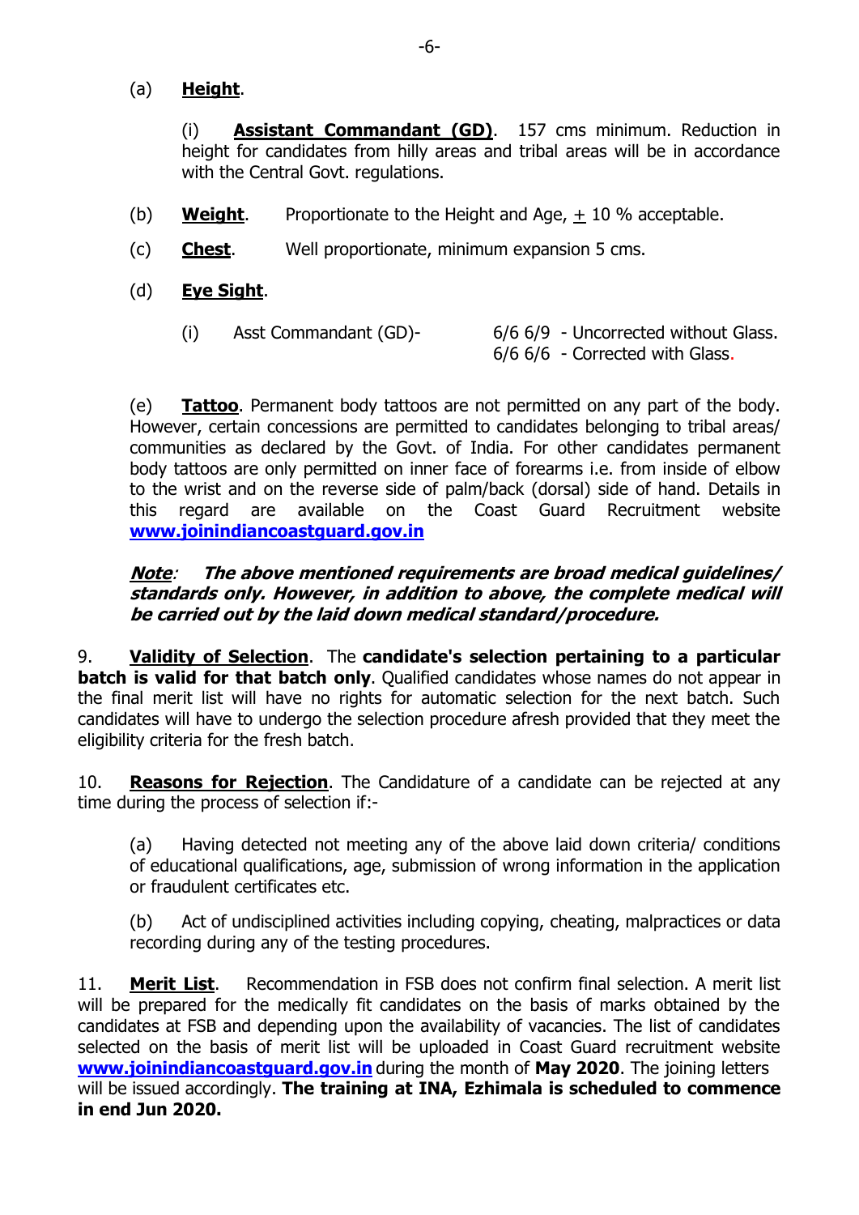(a) **Height**.

(i) **Assistant Commandant (GD)**. 157 cms minimum. Reduction in height for candidates from hilly areas and tribal areas will be in accordance with the Central Govt. regulations.

(b) **Weight**. Proportionate to the Height and Age, $\pm$ 10 % acceptable.

(c) **Chest**. Well proportionate, minimum expansion 5 cms.

(d) **Eye Sight**.

(i) Asst Commandant (GD)- 6/6 6/9 - Uncorrected without Glass.
6/6 6/6 - Corrected with Glass.

(e) **Tattoo**. Permanent body tattoos are not permitted on any part of the body. However, certain concessions are permitted to candidates belonging to tribal areas/ communities as declared by the Govt. of India. For other candidates permanent body tattoos are only permitted on inner face of forearms i.e. from inside of elbow to the wrist and on the reverse side of palm/back (dorsal) side of hand. Details in this regard are available on the Coast Guard Recruitment website **www.joinindiancoastguard.gov.in**

***Note**: The above mentioned requirements are broad medical guidelines/ standards only. However, in addition to above, the complete medical will be carried out by the laid down medical standard/procedure.*

9. **Validity of Selection**. The **candidate's selection pertaining to a particular batch is valid for that batch only**. Qualified candidates whose names do not appear in the final merit list will have no rights for automatic selection for the next batch. Such candidates will have to undergo the selection procedure afresh provided that they meet the eligibility criteria for the fresh batch.

10. **Reasons for Rejection**. The Candidature of a candidate can be rejected at any time during the process of selection if:-

(a) Having detected not meeting any of the above laid down criteria/ conditions of educational qualifications, age, submission of wrong information in the application or fraudulent certificates etc.

(b) Act of undisciplined activities including copying, cheating, malpractices or data recording during any of the testing procedures.

11. **Merit List**. Recommendation in FSB does not confirm final selection. A merit list will be prepared for the medically fit candidates on the basis of marks obtained by the candidates at FSB and depending upon the availability of vacancies. The list of candidates selected on the basis of merit list will be uploaded in Coast Guard recruitment website **www.joinindiancoastguard.gov.in** during the month of **May 2020**. The joining letters will be issued accordingly. **The training at INA, Ezhimala is scheduled to commence in end Jun 2020.**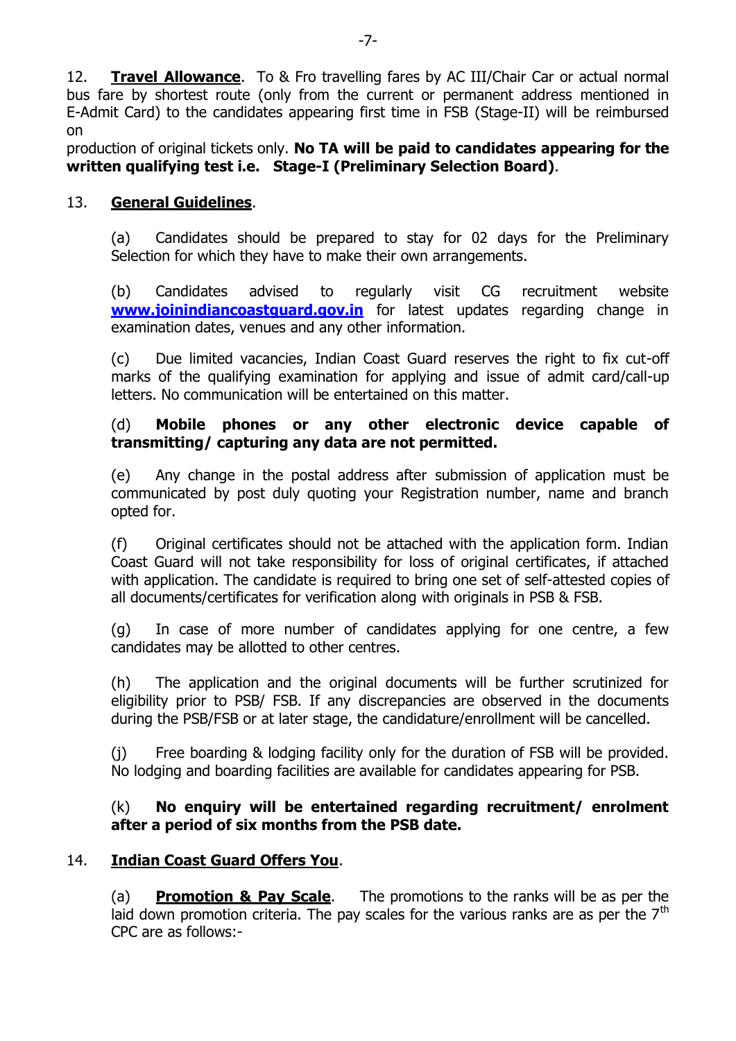12. **Travel Allowance**. To & Fro travelling fares by AC III/Chair Car or actual normal bus fare by shortest route (only from the current or permanent address mentioned in E-Admit Card) to the candidates appearing first time in FSB (Stage-II) will be reimbursed on

production of original tickets only. **No TA will be paid to candidates appearing for the written qualifying test i.e. Stage-I (Preliminary Selection Board)**.

13. **General Guidelines**.

(a) Candidates should be prepared to stay for 02 days for the Preliminary Selection for which they have to make their own arrangements.

(b) Candidates advised to regularly visit CG recruitment website **www.joinindiancoastguard.gov.in** for latest updates regarding change in examination dates, venues and any other information.

(c) Due limited vacancies, Indian Coast Guard reserves the right to fix cut-off marks of the qualifying examination for applying and issue of admit card/call-up letters. No communication will be entertained on this matter.

(d) **Mobile phones or any other electronic device capable of transmitting/ capturing any data are not permitted.**

(e) Any change in the postal address after submission of application must be communicated by post duly quoting your Registration number, name and branch opted for.

(f) Original certificates should not be attached with the application form. Indian Coast Guard will not take responsibility for loss of original certificates, if attached with application. The candidate is required to bring one set of self-attested copies of all documents/certificates for verification along with originals in PSB & FSB.

(g) In case of more number of candidates applying for one centre, a few candidates may be allotted to other centres.

(h) The application and the original documents will be further scrutinized for eligibility prior to PSB/ FSB. If any discrepancies are observed in the documents during the PSB/FSB or at later stage, the candidature/enrollment will be cancelled.

(j) Free boarding & lodging facility only for the duration of FSB will be provided. No lodging and boarding facilities are available for candidates appearing for PSB.

(k) **No enquiry will be entertained regarding recruitment/ enrolment after a period of six months from the PSB date.**

14. **Indian Coast Guard Offers You**.

(a) **Promotion & Pay Scale**. The promotions to the ranks will be as per the laid down promotion criteria. The pay scales for the various ranks are as per the 7th CPC are as follows:-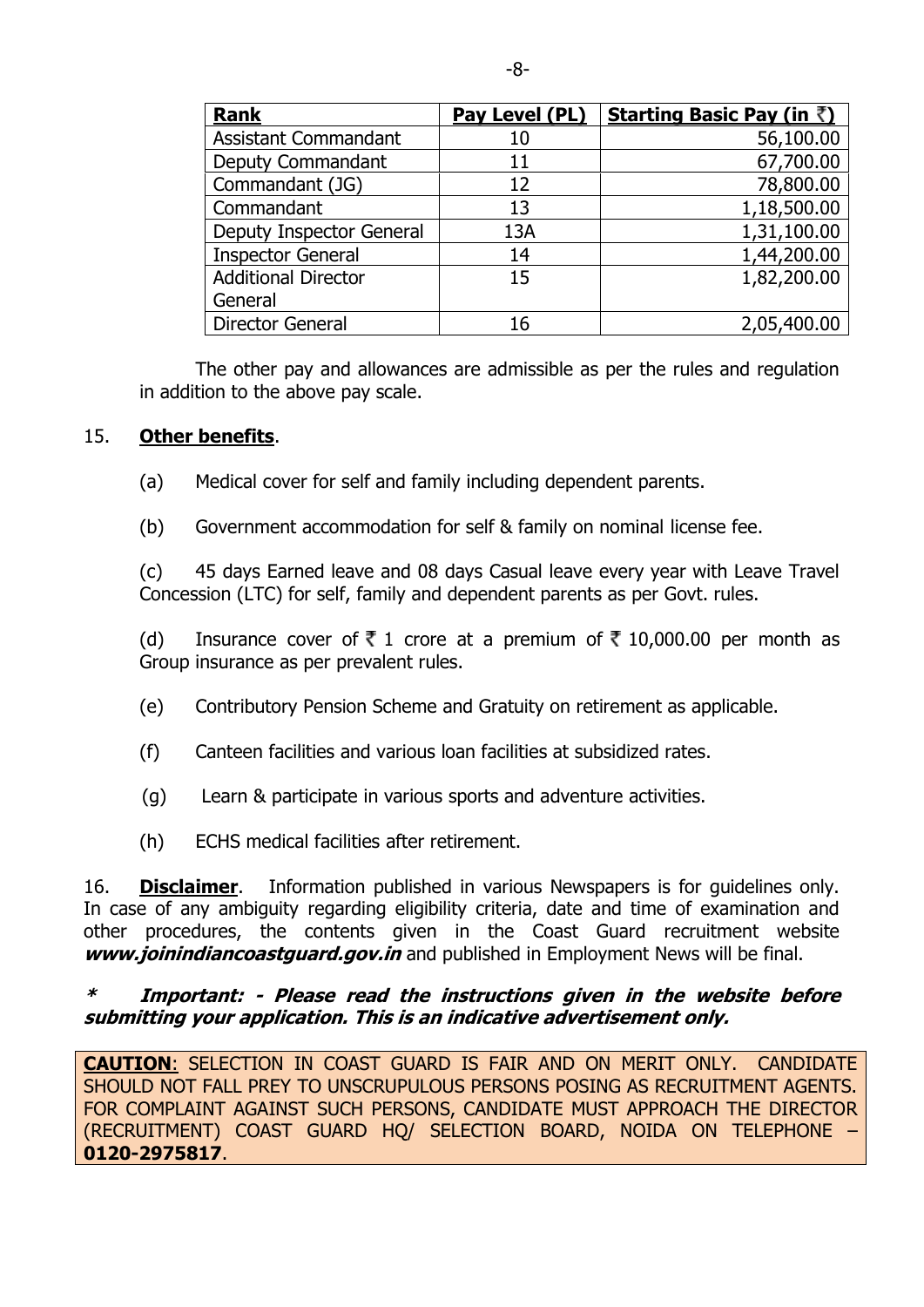| **Rank** | **Pay Level (PL)** | **Starting Basic Pay (in ₹)** |
|---|---|---|
| Assistant Commandant | 10 | 56,100.00 |
| Deputy Commandant | 11 | 67,700.00 |
| Commandant (JG) | 12 | 78,800.00 |
| Commandant | 13 | 1,18,500.00 |
| Deputy Inspector General | 13A | 1,31,100.00 |
| Inspector General | 14 | 1,44,200.00 |
| Additional Director General | 15 | 1,82,200.00 |
| Director General | 16 | 2,05,400.00 |

The other pay and allowances are admissible as per the rules and regulation in addition to the above pay scale.

15. **Other benefits**.

(a) Medical cover for self and family including dependent parents.

(b) Government accommodation for self & family on nominal license fee.

(c) 45 days Earned leave and 08 days Casual leave every year with Leave Travel Concession (LTC) for self, family and dependent parents as per Govt. rules.

(d) Insurance cover of ₹ 1 crore at a premium of ₹ 10,000.00 per month as Group insurance as per prevalent rules.

(e) Contributory Pension Scheme and Gratuity on retirement as applicable.

(f) Canteen facilities and various loan facilities at subsidized rates.

(g) Learn & participate in various sports and adventure activities.

(h) ECHS medical facilities after retirement.

16. **Disclaimer**. Information published in various Newspapers is for guidelines only. In case of any ambiguity regarding eligibility criteria, date and time of examination and other procedures, the contents given in the Coast Guard recruitment website ***www.joinindiancoastguard.gov.in*** and published in Employment News will be final.

***\* Important: - Please read the instructions given in the website before submitting your application. This is an indicative advertisement only.***

**CAUTION**: SELECTION IN COAST GUARD IS FAIR AND ON MERIT ONLY. CANDIDATE SHOULD NOT FALL PREY TO UNSCRUPULOUS PERSONS POSING AS RECRUITMENT AGENTS. FOR COMPLAINT AGAINST SUCH PERSONS, CANDIDATE MUST APPROACH THE DIRECTOR (RECRUITMENT) COAST GUARD HQ/ SELECTION BOARD, NOIDA ON TELEPHONE – **0120-2975817**.